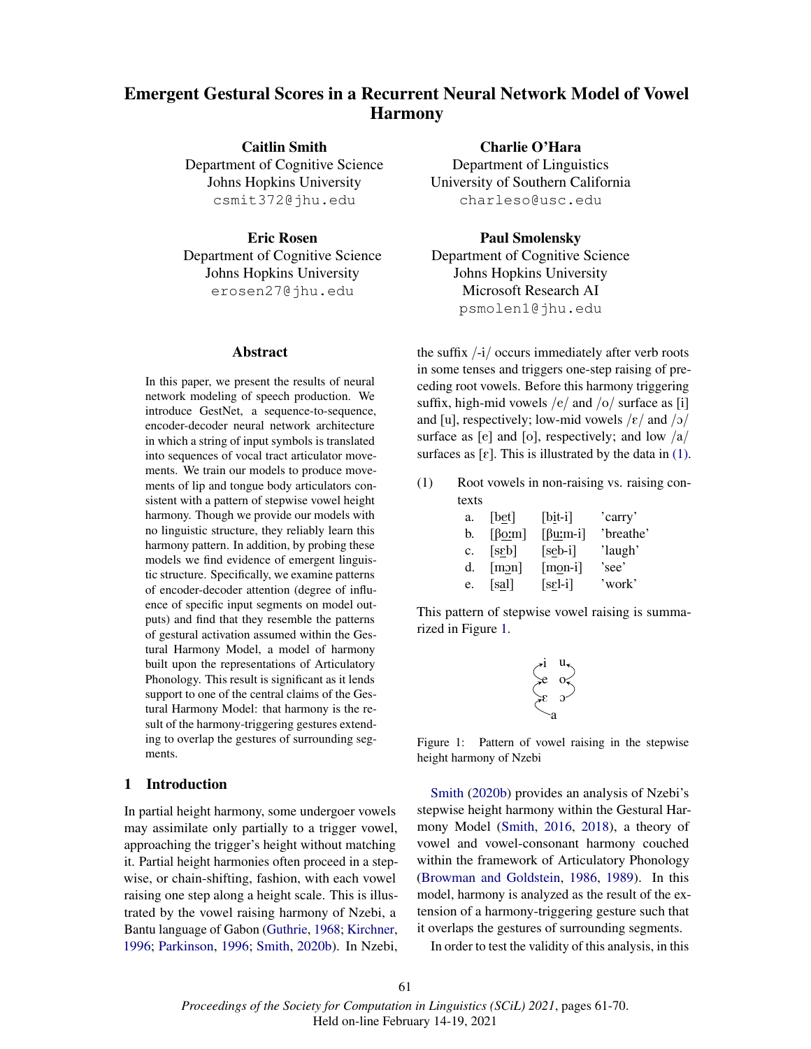# Emergent Gestural Scores in a Recurrent Neural Network Model of Vowel Harmony

**Caitlin Smith**
Department of Cognitive Science
Johns Hopkins University
csmit372@jhu.edu

**Charlie O'Hara**
Department of Linguistics
University of Southern California
charleso@usc.edu

**Eric Rosen**
Department of Cognitive Science
Johns Hopkins University
erosen27@jhu.edu

**Paul Smolensky**
Department of Cognitive Science
Johns Hopkins University
Microsoft Research AI
psmolen1@jhu.edu

## Abstract

In this paper, we present the results of neural network modeling of speech production. We introduce GestNet, a sequence-to-sequence, encoder-decoder neural network architecture in which a string of input symbols is translated into sequences of vocal tract articulator movements. We train our models to produce movements of lip and tongue body articulators consistent with a pattern of stepwise vowel height harmony. Though we provide our models with no linguistic structure, they reliably learn this harmony pattern. In addition, by probing these models we find evidence of emergent linguistic structure. Specifically, we examine patterns of encoder-decoder attention (degree of influence of specific input segments on model outputs) and find that they resemble the patterns of gestural activation assumed within the Gestural Harmony Model, a model of harmony built upon the representations of Articulatory Phonology. This result is significant as it lends support to one of the central claims of the Gestural Harmony Model: that harmony is the result of the harmony-triggering gestures extending to overlap the gestures of surrounding segments.

## 1 Introduction

In partial height harmony, some undergoer vowels may assimilate only partially to a trigger vowel, approaching the trigger's height without matching it. Partial height harmonies often proceed in a stepwise, or chain-shifting, fashion, with each vowel raising one step along a height scale. This is illustrated by the vowel raising harmony of Nzebi, a Bantu language of Gabon (Guthrie, 1968; Kirchner, 1996; Parkinson, 1996; Smith, 2020b). In Nzebi, the suffix /-i/ occurs immediately after verb roots in some tenses and triggers one-step raising of preceding root vowels. Before this harmony triggering suffix, high-mid vowels /e/ and /o/ surface as [i] and [u], respectively; low-mid vowels /ɛ/ and /ɔ/ surface as [e] and [o], respectively; and low /a/ surfaces as [ɛ]. This is illustrated by the data in (1).

(1) Root vowels in non-raising vs. raising contexts

| | | | |
|---|---|---|---|
| a. | [be̠t] | [bi̠t-i] | 'carry' |
| b. | [βo̠ːm] | [βu̠ːm-i] | 'breathe' |
| c. | [sɛ̠b] | [se̠b-i] | 'laugh' |
| d. | [mɔ̠n] | [mo̠n-i] | 'see' |
| e. | [sa̠l] | [sɛ̠l-i] | 'work' |

This pattern of stepwise vowel raising is summarized in Figure 1.

Figure 1: Pattern of vowel raising in the stepwise height harmony of Nzebi

Smith (2020b) provides an analysis of Nzebi's stepwise height harmony within the Gestural Harmony Model (Smith, 2016, 2018), a theory of vowel and vowel-consonant harmony couched within the framework of Articulatory Phonology (Browman and Goldstein, 1986, 1989). In this model, harmony is analyzed as the result of the extension of a harmony-triggering gesture such that it overlaps the gestures of surrounding segments.

In order to test the validity of this analysis, in this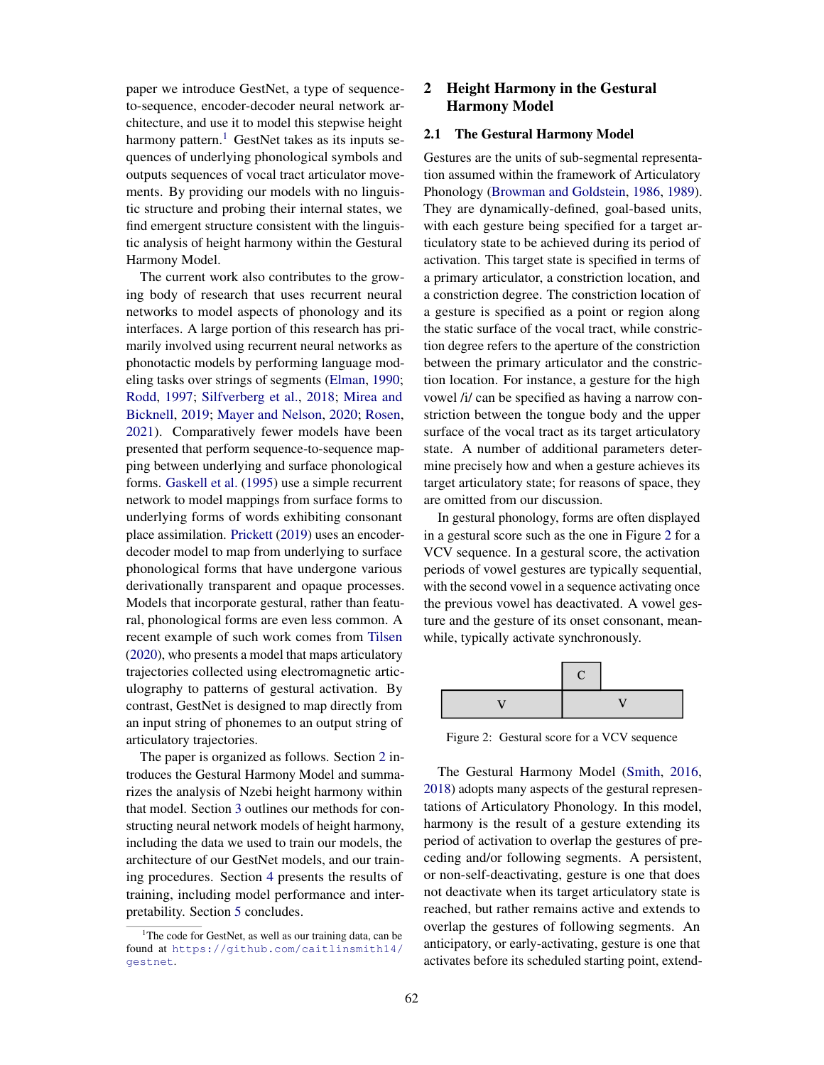paper we introduce GestNet, a type of sequence-to-sequence, encoder-decoder neural network architecture, and use it to model this stepwise height harmony pattern.[1] GestNet takes as its inputs sequences of underlying phonological symbols and outputs sequences of vocal tract articulator movements. By providing our models with no linguistic structure and probing their internal states, we find emergent structure consistent with the linguistic analysis of height harmony within the Gestural Harmony Model.

The current work also contributes to the growing body of research that uses recurrent neural networks to model aspects of phonology and its interfaces. A large portion of this research has primarily involved using recurrent neural networks as phonotactic models by performing language modeling tasks over strings of segments (Elman, 1990; Rodd, 1997; Silfverberg et al., 2018; Mirea and Bicknell, 2019; Mayer and Nelson, 2020; Rosen, 2021). Comparatively fewer models have been presented that perform sequence-to-sequence mapping between underlying and surface phonological forms. Gaskell et al. (1995) use a simple recurrent network to model mappings from surface forms to underlying forms of words exhibiting consonant place assimilation. Prickett (2019) uses an encoder-decoder model to map from underlying to surface phonological forms that have undergone various derivationally transparent and opaque processes. Models that incorporate gestural, rather than featural, phonological forms are even less common. A recent example of such work comes from Tilsen (2020), who presents a model that maps articulatory trajectories collected using electromagnetic articulography to patterns of gestural activation. By contrast, GestNet is designed to map directly from an input string of phonemes to an output string of articulatory trajectories.

The paper is organized as follows. Section 2 introduces the Gestural Harmony Model and summarizes the analysis of Nzebi height harmony within that model. Section 3 outlines our methods for constructing neural network models of height harmony, including the data we used to train our models, the architecture of our GestNet models, and our training procedures. Section 4 presents the results of training, including model performance and interpretability. Section 5 concludes.

[1] The code for GestNet, as well as our training data, can be found at https://github.com/caitlinsmith14/gestnet.

## 2 Height Harmony in the Gestural Harmony Model

### 2.1 The Gestural Harmony Model

Gestures are the units of sub-segmental representation assumed within the framework of Articulatory Phonology (Browman and Goldstein, 1986, 1989). They are dynamically-defined, goal-based units, with each gesture being specified for a target articulatory state to be achieved during its period of activation. This target state is specified in terms of a primary articulator, a constriction location, and a constriction degree. The constriction location of a gesture is specified as a point or region along the static surface of the vocal tract, while constriction degree refers to the aperture of the constriction between the primary articulator and the constriction location. For instance, a gesture for the high vowel /i/ can be specified as having a narrow constriction between the tongue body and the upper surface of the vocal tract as its target articulatory state. A number of additional parameters determine precisely how and when a gesture achieves its target articulatory state; for reasons of space, they are omitted from our discussion.

In gestural phonology, forms are often displayed in a gestural score such as the one in Figure 2 for a VCV sequence. In a gestural score, the activation periods of vowel gestures are typically sequential, with the second vowel in a sequence activating once the previous vowel has deactivated. A vowel gesture and the gesture of its onset consonant, meanwhile, typically activate synchronously.

| | C | |
|---|---|---|
| V | V | |

Figure 2: Gestural score for a VCV sequence

The Gestural Harmony Model (Smith, 2016, 2018) adopts many aspects of the gestural representations of Articulatory Phonology. In this model, harmony is the result of a gesture extending its period of activation to overlap the gestures of preceding and/or following segments. A persistent, or non-self-deactivating, gesture is one that does not deactivate when its target articulatory state is reached, but rather remains active and extends to overlap the gestures of following segments. An anticipatory, or early-activating, gesture is one that activates before its scheduled starting point, extend-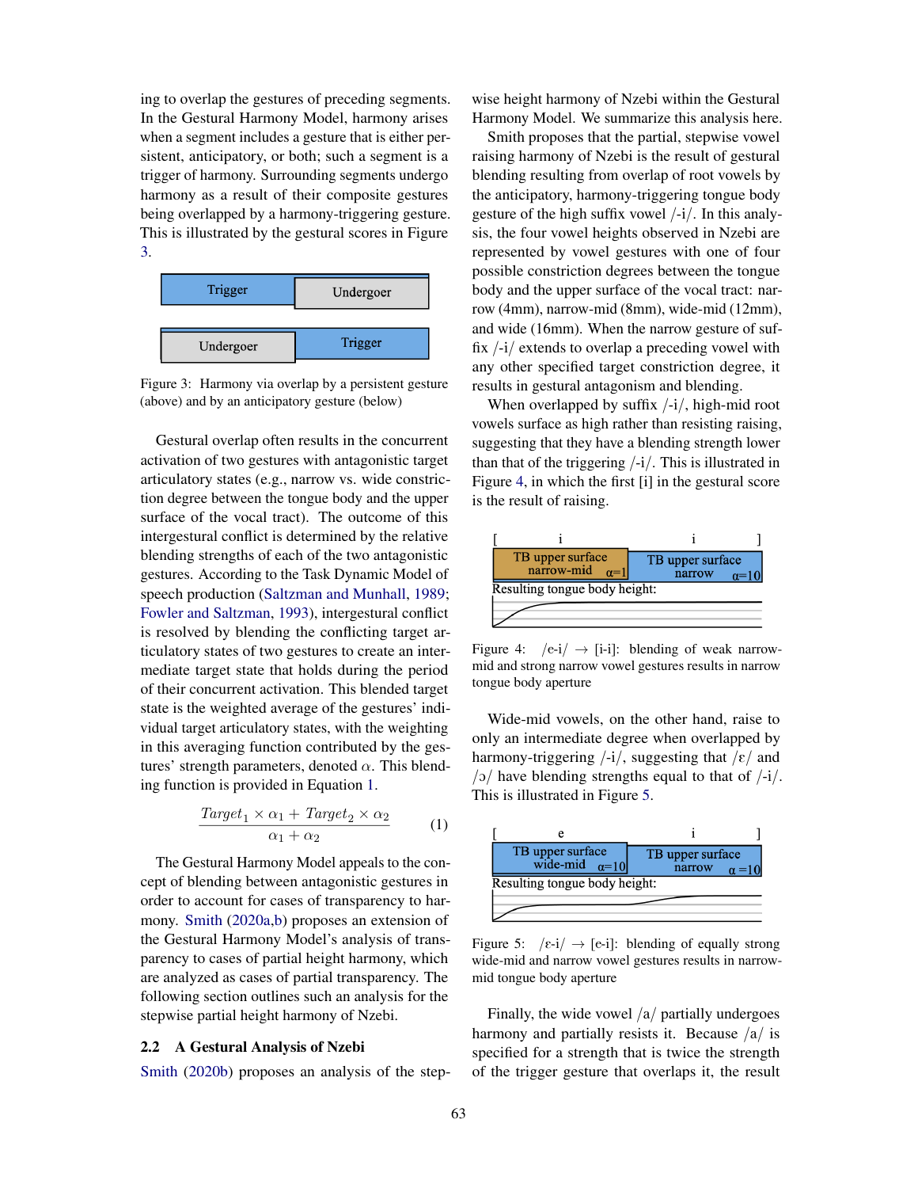ing to overlap the gestures of preceding segments. In the Gestural Harmony Model, harmony arises when a segment includes a gesture that is either persistent, anticipatory, or both; such a segment is a trigger of harmony. Surrounding segments undergo harmony as a result of their composite gestures being overlapped by a harmony-triggering gesture. This is illustrated by the gestural scores in Figure 3.

Figure 3: Harmony via overlap by a persistent gesture (above) and by an anticipatory gesture (below)

Gestural overlap often results in the concurrent activation of two gestures with antagonistic target articulatory states (e.g., narrow vs. wide constriction degree between the tongue body and the upper surface of the vocal tract). The outcome of this intergestural conflict is determined by the relative blending strengths of each of the two antagonistic gestures. According to the Task Dynamic Model of speech production (Saltzman and Munhall, 1989; Fowler and Saltzman, 1993), intergestural conflict is resolved by blending the conflicting target articulatory states of two gestures to create an intermediate target state that holds during the period of their concurrent activation. This blended target state is the weighted average of the gestures' individual target articulatory states, with the weighting in this averaging function contributed by the gestures' strength parameters, denoted $\alpha$. This blending function is provided in Equation 1.

$$\frac{Target_1 \times \alpha_1 + Target_2 \times \alpha_2}{\alpha_1 + \alpha_2} \quad (1)$$

The Gestural Harmony Model appeals to the concept of blending between antagonistic gestures in order to account for cases of transparency to harmony. Smith (2020a,b) proposes an extension of the Gestural Harmony Model's analysis of transparency to cases of partial height harmony, which are analyzed as cases of partial transparency. The following section outlines such an analysis for the stepwise partial height harmony of Nzebi.

## 2.2 A Gestural Analysis of Nzebi

Smith (2020b) proposes an analysis of the stepwise height harmony of Nzebi within the Gestural Harmony Model. We summarize this analysis here.

Smith proposes that the partial, stepwise vowel raising harmony of Nzebi is the result of gestural blending resulting from overlap of root vowels by the anticipatory, harmony-triggering tongue body gesture of the high suffix vowel /-i/. In this analysis, the four vowel heights observed in Nzebi are represented by vowel gestures with one of four possible constriction degrees between the tongue body and the upper surface of the vocal tract: narrow (4mm), narrow-mid (8mm), wide-mid (12mm), and wide (16mm). When the narrow gesture of suffix /-i/ extends to overlap a preceding vowel with any other specified target constriction degree, it results in gestural antagonism and blending.

When overlapped by suffix /-i/, high-mid root vowels surface as high rather than resisting raising, suggesting that they have a blending strength lower than that of the triggering /-i/. This is illustrated in Figure 4, in which the first [i] in the gestural score is the result of raising.

Figure 4: /e-i/ → [i-i]: blending of weak narrow-mid and strong narrow vowel gestures results in narrow tongue body aperture

Wide-mid vowels, on the other hand, raise to only an intermediate degree when overlapped by harmony-triggering /-i/, suggesting that /ɛ/ and /ɔ/ have blending strengths equal to that of /-i/. This is illustrated in Figure 5.

Figure 5: /ɛ-i/ → [e-i]: blending of equally strong wide-mid and narrow vowel gestures results in narrow-mid tongue body aperture

Finally, the wide vowel /a/ partially undergoes harmony and partially resists it. Because /a/ is specified for a strength that is twice the strength of the trigger gesture that overlaps it, the result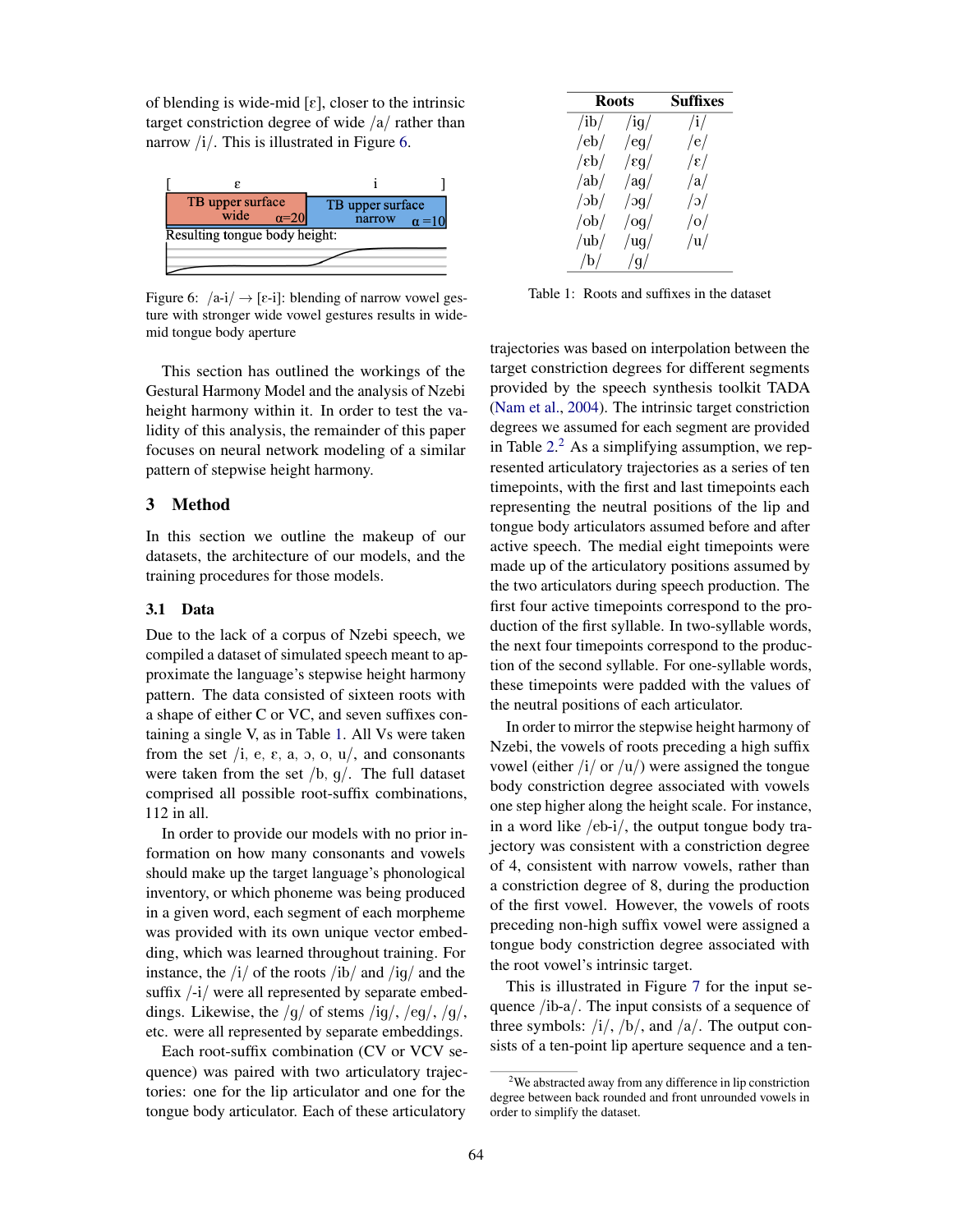of blending is wide-mid [ɛ], closer to the intrinsic target constriction degree of wide /a/ rather than narrow /i/. This is illustrated in Figure 6.

Figure 6: /a-i/ → [ɛ-i]: blending of narrow vowel gesture with stronger wide vowel gestures results in wide-mid tongue body aperture

This section has outlined the workings of the Gestural Harmony Model and the analysis of Nzebi height harmony within it. In order to test the validity of this analysis, the remainder of this paper focuses on neural network modeling of a similar pattern of stepwise height harmony.

## 3 Method

In this section we outline the makeup of our datasets, the architecture of our models, and the training procedures for those models.

### 3.1 Data

Due to the lack of a corpus of Nzebi speech, we compiled a dataset of simulated speech meant to approximate the language's stepwise height harmony pattern. The data consisted of sixteen roots with a shape of either C or VC, and seven suffixes containing a single V, as in Table 1. All Vs were taken from the set /i, e, ɛ, a, ɔ, o, u/, and consonants were taken from the set /b, g/. The full dataset comprised all possible root-suffix combinations, 112 in all.

In order to provide our models with no prior information on how many consonants and vowels should make up the target language's phonological inventory, or which phoneme was being produced in a given word, each segment of each morpheme was provided with its own unique vector embedding, which was learned throughout training. For instance, the /i/ of the roots /ib/ and /ig/ and the suffix /-i/ were all represented by separate embeddings. Likewise, the /g/ of stems /ig/, /eg/, /g/, etc. were all represented by separate embeddings.

Each root-suffix combination (CV or VCV sequence) was paired with two articulatory trajectories: one for the lip articulator and one for the tongue body articulator. Each of these articulatory trajectories was based on interpolation between the target constriction degrees for different segments provided by the speech synthesis toolkit TADA (Nam et al., 2004). The intrinsic target constriction degrees we assumed for each segment are provided in Table 2.[2] As a simplifying assumption, we represented articulatory trajectories as a series of ten timepoints, with the first and last timepoints each representing the neutral positions of the lip and tongue body articulators assumed before and after active speech. The medial eight timepoints were made up of the articulatory positions assumed by the two articulators during speech production. The first four active timepoints correspond to the production of the first syllable. In two-syllable words, the next four timepoints correspond to the production of the second syllable. For one-syllable words, these timepoints were padded with the values of the neutral positions of each articulator.

| Roots | | Suffixes |
|---|---|---|
| /ib/ | /ig/ | /i/ |
| /eb/ | /eg/ | /e/ |
| /ɛb/ | /ɛg/ | /ɛ/ |
| /ab/ | /ag/ | /a/ |
| /ɔb/ | /ɔg/ | /ɔ/ |
| /ob/ | /og/ | /o/ |
| /ub/ | /ug/ | /u/ |
| /b/ | /g/ | |

Table 1: Roots and suffixes in the dataset

In order to mirror the stepwise height harmony of Nzebi, the vowels of roots preceding a high suffix vowel (either /i/ or /u/) were assigned the tongue body constriction degree associated with vowels one step higher along the height scale. For instance, in a word like /eb-i/, the output tongue body trajectory was consistent with a constriction degree of 4, consistent with narrow vowels, rather than a constriction degree of 8, during the production of the first vowel. However, the vowels of roots preceding non-high suffix vowel were assigned a tongue body constriction degree associated with the root vowel's intrinsic target.

This is illustrated in Figure 7 for the input sequence /ib-a/. The input consists of a sequence of three symbols: /i/, /b/, and /a/. The output consists of a ten-point lip aperture sequence and a ten-

[2] We abstracted away from any difference in lip constriction degree between back rounded and front unrounded vowels in order to simplify the dataset.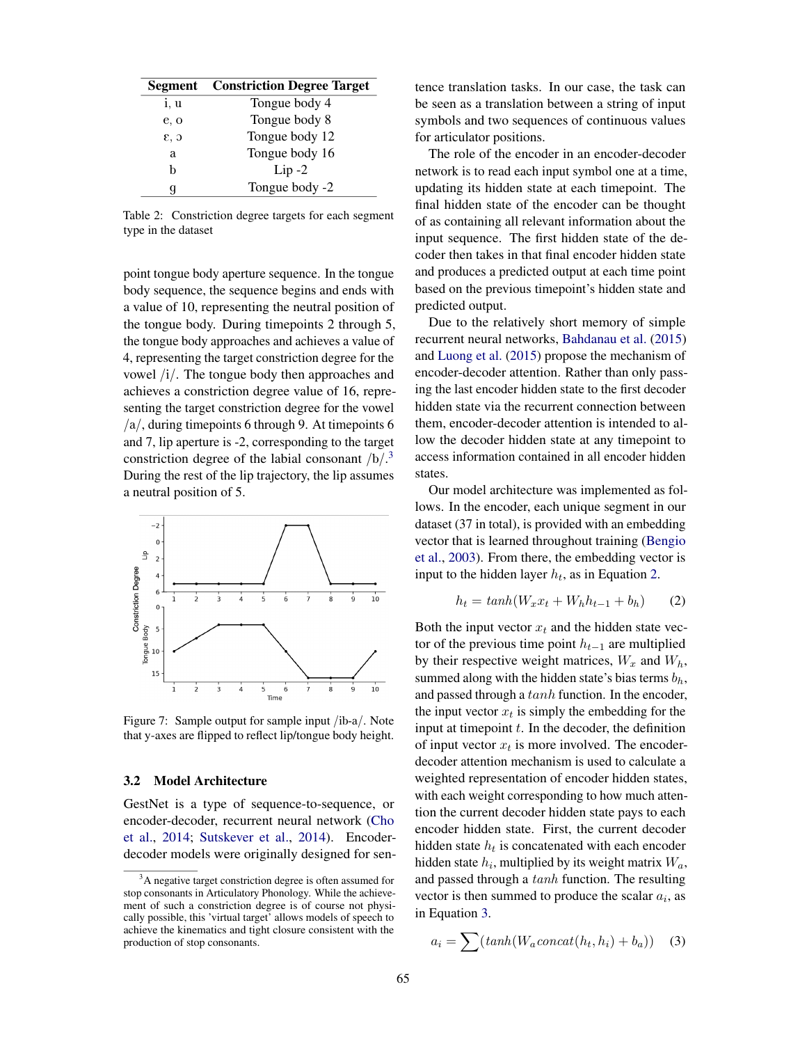| Segment | Constriction Degree Target |
| --- | --- |
| i, u | Tongue body 4 |
| e, o | Tongue body 8 |
| ɛ, ɔ | Tongue body 12 |
| a | Tongue body 16 |
| b | Lip -2 |
| g | Tongue body -2 |

Table 2: Constriction degree targets for each segment type in the dataset

point tongue body aperture sequence. In the tongue body sequence, the sequence begins and ends with a value of 10, representing the neutral position of the tongue body. During timepoints 2 through 5, the tongue body approaches and achieves a value of 4, representing the target constriction degree for the vowel /i/. The tongue body then approaches and achieves a constriction degree value of 16, representing the target constriction degree for the vowel /a/, during timepoints 6 through 9. At timepoints 6 and 7, lip aperture is -2, corresponding to the target constriction degree of the labial consonant /b/.[3] During the rest of the lip trajectory, the lip assumes a neutral position of 5.

Figure 7: Sample output for sample input /ib-a/. Note that y-axes are flipped to reflect lip/tongue body height.

## 3.2 Model Architecture

GestNet is a type of sequence-to-sequence, or encoder-decoder, recurrent neural network (Cho et al., 2014; Sutskever et al., 2014). Encoder-decoder models were originally designed for sentence translation tasks. In our case, the task can be seen as a translation between a string of input symbols and two sequences of continuous values for articulator positions.

The role of the encoder in an encoder-decoder network is to read each input symbol one at a time, updating its hidden state at each timepoint. The final hidden state of the encoder can be thought of as containing all relevant information about the input sequence. The first hidden state of the decoder then takes in that final encoder hidden state and produces a predicted output at each time point based on the previous timepoint's hidden state and predicted output.

Due to the relatively short memory of simple recurrent neural networks, Bahdanau et al. (2015) and Luong et al. (2015) propose the mechanism of encoder-decoder attention. Rather than only passing the last encoder hidden state to the first decoder hidden state via the recurrent connection between them, encoder-decoder attention is intended to allow the decoder hidden state at any timepoint to access information contained in all encoder hidden states.

Our model architecture was implemented as follows. In the encoder, each unique segment in our dataset (37 in total), is provided with an embedding vector that is learned throughout training (Bengio et al., 2003). From there, the embedding vector is input to the hidden layer $h_t$, as in Equation 2.

$$h_t = tanh(W_x x_t + W_h h_{t-1} + b_h) \qquad (2)$$

Both the input vector $x_t$ and the hidden state vector of the previous time point $h_{t-1}$ are multiplied by their respective weight matrices, $W_x$ and $W_h$, summed along with the hidden state's bias terms $b_h$, and passed through a $tanh$ function. In the encoder, the input vector $x_t$ is simply the embedding for the input at timepoint $t$. In the decoder, the definition of input vector $x_t$ is more involved. The encoder-decoder attention mechanism is used to calculate a weighted representation of encoder hidden states, with each weight corresponding to how much attention the current decoder hidden state pays to each encoder hidden state. First, the current decoder hidden state $h_t$ is concatenated with each encoder hidden state $h_i$, multiplied by its weight matrix $W_a$, and passed through a $tanh$ function. The resulting vector is then summed to produce the scalar $a_i$, as in Equation 3.

$$a_i = \sum(tanh(W_a concat(h_t, h_i) + b_a)) \qquad (3)$$

[3] A negative target constriction degree is often assumed for stop consonants in Articulatory Phonology. While the achievement of such a constriction degree is of course not physically possible, this 'virtual target' allows models of speech to achieve the kinematics and tight closure consistent with the production of stop consonants.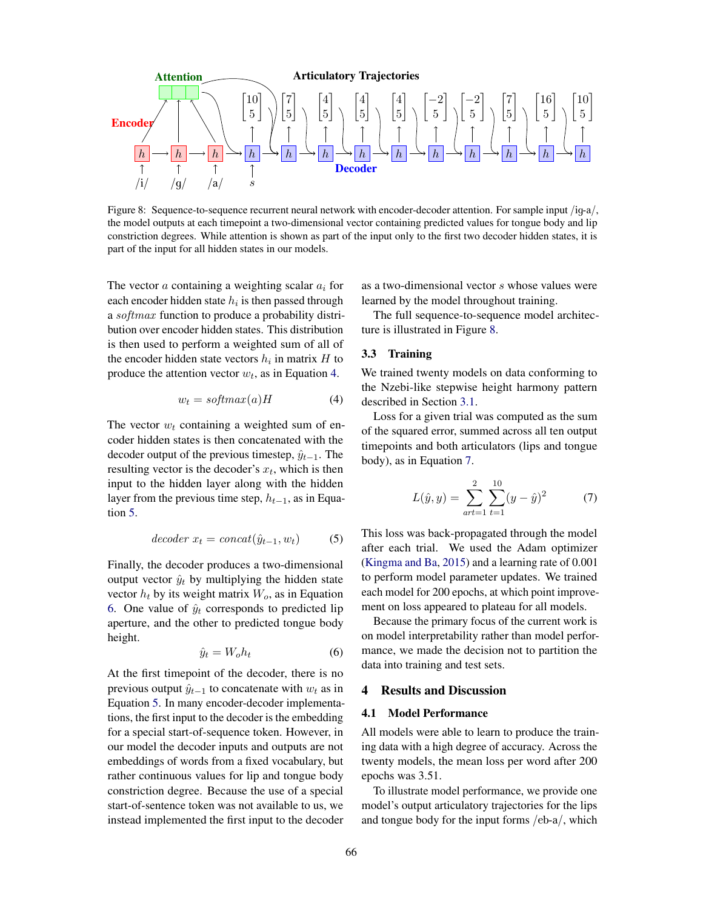Figure 8: Sequence-to-sequence recurrent neural network with encoder-decoder attention. For sample input /ig-a/, the model outputs at each timepoint a two-dimensional vector containing predicted values for tongue body and lip constriction degrees. While attention is shown as part of the input only to the first two decoder hidden states, it is part of the input for all hidden states in our models.

The vector $a$ containing a weighting scalar $a_i$ for each encoder hidden state $h_i$ is then passed through a $softmax$ function to produce a probability distribution over encoder hidden states. This distribution is then used to perform a weighted sum of all of the encoder hidden state vectors $h_i$ in matrix $H$ to produce the attention vector $w_t$, as in Equation 4.

$$w_t = softmax(a)H \tag{4}$$

The vector $w_t$ containing a weighted sum of encoder hidden states is then concatenated with the decoder output of the previous timestep, $\hat{y}_{t-1}$. The resulting vector is the decoder's $x_t$, which is then input to the hidden layer along with the hidden layer from the previous time step, $h_{t-1}$, as in Equation 5.

$$decoder\ x_t = concat(\hat{y}_{t-1}, w_t) \tag{5}$$

Finally, the decoder produces a two-dimensional output vector $\hat{y}_t$ by multiplying the hidden state vector $h_t$ by its weight matrix $W_o$, as in Equation 6. One value of $\hat{y}_t$ corresponds to predicted lip aperture, and the other to predicted tongue body height.

$$\hat{y}_t = W_o h_t \tag{6}$$

At the first timepoint of the decoder, there is no previous output $\hat{y}_{t-1}$ to concatenate with $w_t$ as in Equation 5. In many encoder-decoder implementations, the first input to the decoder is the embedding for a special start-of-sequence token. However, in our model the decoder inputs and outputs are not embeddings of words from a fixed vocabulary, but rather continuous values for lip and tongue body constriction degree. Because the use of a special start-of-sentence token was not available to us, we instead implemented the first input to the decoder as a two-dimensional vector $s$ whose values were learned by the model throughout training.

The full sequence-to-sequence model architecture is illustrated in Figure 8.

### 3.3 Training

We trained twenty models on data conforming to the Nzebi-like stepwise height harmony pattern described in Section 3.1.

Loss for a given trial was computed as the sum of the squared error, summed across all ten output timepoints and both articulators (lips and tongue body), as in Equation 7.

$$L(\hat{y}, y) = \sum_{art=1}^{2} \sum_{t=1}^{10} (y - \hat{y})^2 \tag{7}$$

This loss was back-propagated through the model after each trial. We used the Adam optimizer (Kingma and Ba, 2015) and a learning rate of 0.001 to perform model parameter updates. We trained each model for 200 epochs, at which point improvement on loss appeared to plateau for all models.

Because the primary focus of the current work is on model interpretability rather than model performance, we made the decision not to partition the data into training and test sets.

## 4 Results and Discussion

### 4.1 Model Performance

All models were able to learn to produce the training data with a high degree of accuracy. Across the twenty models, the mean loss per word after 200 epochs was 3.51.

To illustrate model performance, we provide one model's output articulatory trajectories for the lips and tongue body for the input forms /eb-a/, which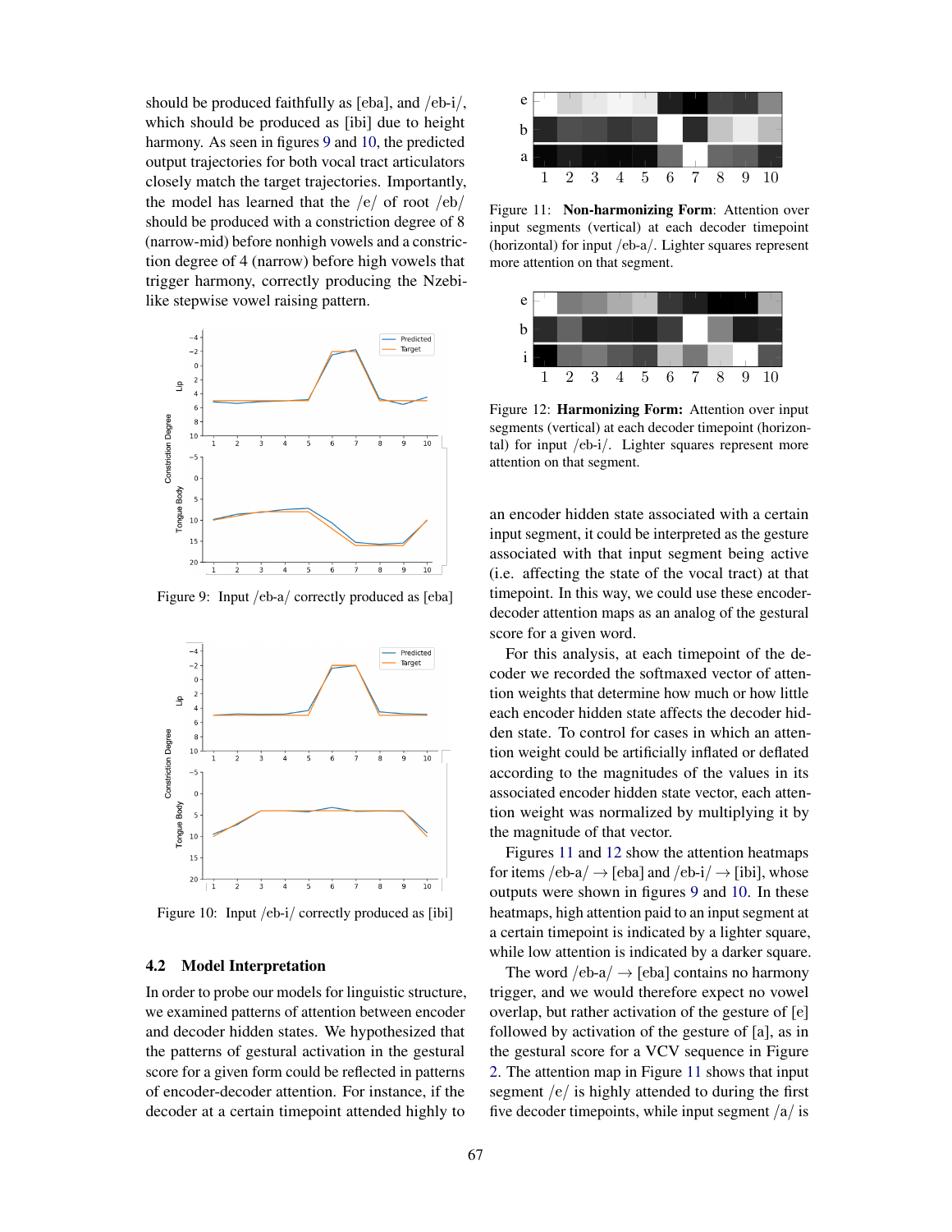should be produced faithfully as [eba], and /eb-i/, which should be produced as [ibi] due to height harmony. As seen in figures 9 and 10, the predicted output trajectories for both vocal tract articulators closely match the target trajectories. Importantly, the model has learned that the /e/ of root /eb/ should be produced with a constriction degree of 8 (narrow-mid) before nonhigh vowels and a constriction degree of 4 (narrow) before high vowels that trigger harmony, correctly producing the Nzebi-like stepwise vowel raising pattern.

Figure 9: Input /eb-a/ correctly produced as [eba]

Figure 10: Input /eb-i/ correctly produced as [ibi]

## 4.2 Model Interpretation

In order to probe our models for linguistic structure, we examined patterns of attention between encoder and decoder hidden states. We hypothesized that the patterns of gestural activation in the gestural score for a given form could be reflected in patterns of encoder-decoder attention. For instance, if the decoder at a certain timepoint attended highly to an encoder hidden state associated with a certain input segment, it could be interpreted as the gesture associated with that input segment being active (i.e. affecting the state of the vocal tract) at that timepoint. In this way, we could use these encoder-decoder attention maps as an analog of the gestural score for a given word.

Figure 11: **Non-harmonizing Form**: Attention over input segments (vertical) at each decoder timepoint (horizontal) for input /eb-a/. Lighter squares represent more attention on that segment.

Figure 12: **Harmonizing Form:** Attention over input segments (vertical) at each decoder timepoint (horizontal) for input /eb-i/. Lighter squares represent more attention on that segment.

For this analysis, at each timepoint of the decoder we recorded the softmaxed vector of attention weights that determine how much or how little each encoder hidden state affects the decoder hidden state. To control for cases in which an attention weight could be artificially inflated or deflated according to the magnitudes of the values in its associated encoder hidden state vector, each attention weight was normalized by multiplying it by the magnitude of that vector.

Figures 11 and 12 show the attention heatmaps for items /eb-a/ → [eba] and /eb-i/ → [ibi], whose outputs were shown in figures 9 and 10. In these heatmaps, high attention paid to an input segment at a certain timepoint is indicated by a lighter square, while low attention is indicated by a darker square.

The word /eb-a/ → [eba] contains no harmony trigger, and we would therefore expect no vowel overlap, but rather activation of the gesture of [e] followed by activation of the gesture of [a], as in the gestural score for a VCV sequence in Figure 2. The attention map in Figure 11 shows that input segment /e/ is highly attended to during the first five decoder timepoints, while input segment /a/ is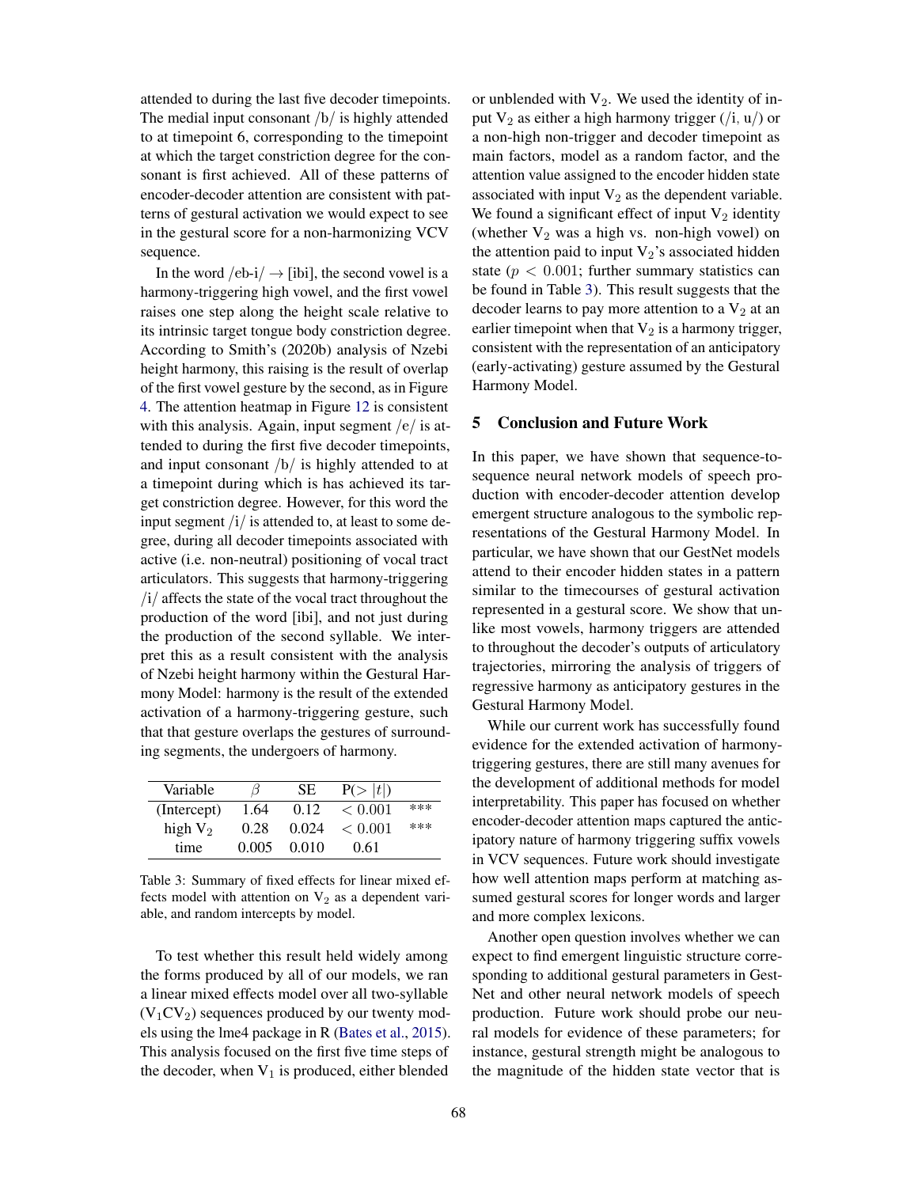attended to during the last five decoder timepoints. The medial input consonant /b/ is highly attended to at timepoint 6, corresponding to the timepoint at which the target constriction degree for the consonant is first achieved. All of these patterns of encoder-decoder attention are consistent with patterns of gestural activation we would expect to see in the gestural score for a non-harmonizing VCV sequence.

In the word /eb-i/ → [ibi], the second vowel is a harmony-triggering high vowel, and the first vowel raises one step along the height scale relative to its intrinsic target tongue body constriction degree. According to Smith's (2020b) analysis of Nzebi height harmony, this raising is the result of overlap of the first vowel gesture by the second, as in Figure 4. The attention heatmap in Figure 12 is consistent with this analysis. Again, input segment /e/ is attended to during the first five decoder timepoints, and input consonant /b/ is highly attended to at a timepoint during which is has achieved its target constriction degree. However, for this word the input segment /i/ is attended to, at least to some degree, during all decoder timepoints associated with active (i.e. non-neutral) positioning of vocal tract articulators. This suggests that harmony-triggering /i/ affects the state of the vocal tract throughout the production of the word [ibi], and not just during the production of the second syllable. We interpret this as a result consistent with the analysis of Nzebi height harmony within the Gestural Harmony Model: harmony is the result of the extended activation of a harmony-triggering gesture, such that that gesture overlaps the gestures of surrounding segments, the undergoers of harmony.

| Variable | $\beta$ | SE | P($>\|t\|$) | |
|---|---|---|---|---|
| (Intercept) | 1.64 | 0.12 | $< 0.001$ | *** |
| high $V_2$ | 0.28 | 0.024 | $< 0.001$ | *** |
| time | 0.005 | 0.010 | 0.61 | |

Table 3: Summary of fixed effects for linear mixed effects model with attention on $V_2$ as a dependent variable, and random intercepts by model.

To test whether this result held widely among the forms produced by all of our models, we ran a linear mixed effects model over all two-syllable ($V_1CV_2$) sequences produced by our twenty models using the lme4 package in R (Bates et al., 2015). This analysis focused on the first five time steps of the decoder, when $V_1$ is produced, either blended or unblended with $V_2$. We used the identity of input $V_2$ as either a high harmony trigger (/i, u/) or a non-high non-trigger and decoder timepoint as main factors, model as a random factor, and the attention value assigned to the encoder hidden state associated with input $V_2$ as the dependent variable. We found a significant effect of input $V_2$ identity (whether $V_2$ was a high vs. non-high vowel) on the attention paid to input $V_2$'s associated hidden state ($p < 0.001$; further summary statistics can be found in Table 3). This result suggests that the decoder learns to pay more attention to a $V_2$ at an earlier timepoint when that $V_2$ is a harmony trigger, consistent with the representation of an anticipatory (early-activating) gesture assumed by the Gestural Harmony Model.

## 5 Conclusion and Future Work

In this paper, we have shown that sequence-to-sequence neural network models of speech production with encoder-decoder attention develop emergent structure analogous to the symbolic representations of the Gestural Harmony Model. In particular, we have shown that our GestNet models attend to their encoder hidden states in a pattern similar to the timecourses of gestural activation represented in a gestural score. We show that unlike most vowels, harmony triggers are attended to throughout the decoder's outputs of articulatory trajectories, mirroring the analysis of triggers of regressive harmony as anticipatory gestures in the Gestural Harmony Model.

While our current work has successfully found evidence for the extended activation of harmony-triggering gestures, there are still many avenues for the development of additional methods for model interpretability. This paper has focused on whether encoder-decoder attention maps captured the anticipatory nature of harmony triggering suffix vowels in VCV sequences. Future work should investigate how well attention maps perform at matching assumed gestural scores for longer words and larger and more complex lexicons.

Another open question involves whether we can expect to find emergent linguistic structure corresponding to additional gestural parameters in GestNet and other neural network models of speech production. Future work should probe our neural models for evidence of these parameters; for instance, gestural strength might be analogous to the magnitude of the hidden state vector that is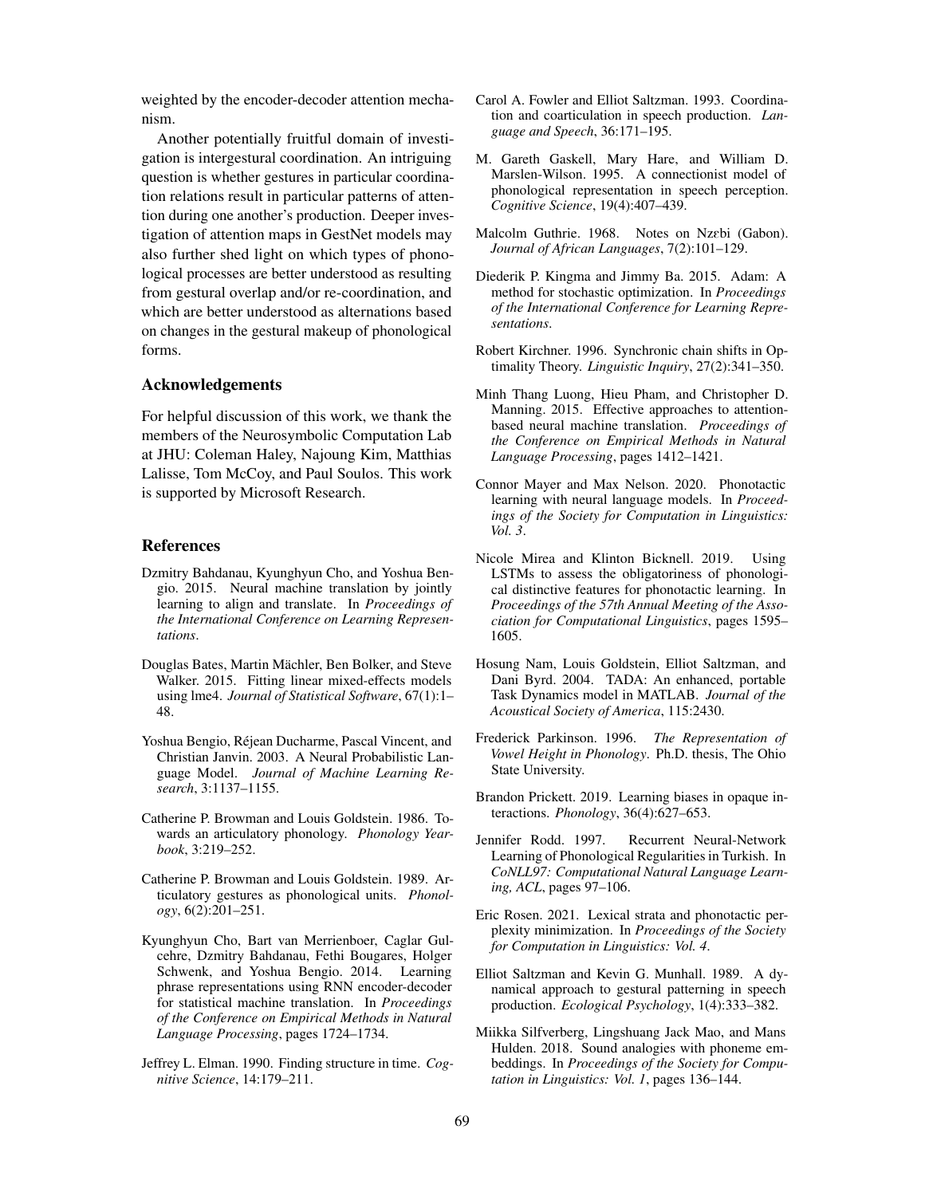weighted by the encoder-decoder attention mechanism.

Another potentially fruitful domain of investigation is intergestural coordination. An intriguing question is whether gestures in particular coordination relations result in particular patterns of attention during one another's production. Deeper investigation of attention maps in GestNet models may also further shed light on which types of phonological processes are better understood as resulting from gestural overlap and/or re-coordination, and which are better understood as alternations based on changes in the gestural makeup of phonological forms.

## Acknowledgements

For helpful discussion of this work, we thank the members of the Neurosymbolic Computation Lab at JHU: Coleman Haley, Najoung Kim, Matthias Lalisse, Tom McCoy, and Paul Soulos. This work is supported by Microsoft Research.

## References

Dzmitry Bahdanau, Kyunghyun Cho, and Yoshua Bengio. 2015. Neural machine translation by jointly learning to align and translate. In *Proceedings of the International Conference on Learning Representations*.

Douglas Bates, Martin Mächler, Ben Bolker, and Steve Walker. 2015. Fitting linear mixed-effects models using lme4. *Journal of Statistical Software*, 67(1):1–48.

Yoshua Bengio, Réjean Ducharme, Pascal Vincent, and Christian Janvin. 2003. A Neural Probabilistic Language Model. *Journal of Machine Learning Research*, 3:1137–1155.

Catherine P. Browman and Louis Goldstein. 1986. Towards an articulatory phonology. *Phonology Yearbook*, 3:219–252.

Catherine P. Browman and Louis Goldstein. 1989. Articulatory gestures as phonological units. *Phonology*, 6(2):201–251.

Kyunghyun Cho, Bart van Merrienboer, Caglar Gulcehre, Dzmitry Bahdanau, Fethi Bougares, Holger Schwenk, and Yoshua Bengio. 2014. Learning phrase representations using RNN encoder-decoder for statistical machine translation. In *Proceedings of the Conference on Empirical Methods in Natural Language Processing*, pages 1724–1734.

Jeffrey L. Elman. 1990. Finding structure in time. *Cognitive Science*, 14:179–211.

Carol A. Fowler and Elliot Saltzman. 1993. Coordination and coarticulation in speech production. *Language and Speech*, 36:171–195.

M. Gareth Gaskell, Mary Hare, and William D. Marslen-Wilson. 1995. A connectionist model of phonological representation in speech perception. *Cognitive Science*, 19(4):407–439.

Malcolm Guthrie. 1968. Notes on Nzɛbi (Gabon). *Journal of African Languages*, 7(2):101–129.

Diederik P. Kingma and Jimmy Ba. 2015. Adam: A method for stochastic optimization. In *Proceedings of the International Conference for Learning Representations*.

Robert Kirchner. 1996. Synchronic chain shifts in Optimality Theory. *Linguistic Inquiry*, 27(2):341–350.

Minh Thang Luong, Hieu Pham, and Christopher D. Manning. 2015. Effective approaches to attention-based neural machine translation. *Proceedings of the Conference on Empirical Methods in Natural Language Processing*, pages 1412–1421.

Connor Mayer and Max Nelson. 2020. Phonotactic learning with neural language models. In *Proceedings of the Society for Computation in Linguistics: Vol. 3*.

Nicole Mirea and Klinton Bicknell. 2019. Using LSTMs to assess the obligatoriness of phonological distinctive features for phonotactic learning. In *Proceedings of the 57th Annual Meeting of the Association for Computational Linguistics*, pages 1595–1605.

Hosung Nam, Louis Goldstein, Elliot Saltzman, and Dani Byrd. 2004. TADA: An enhanced, portable Task Dynamics model in MATLAB. *Journal of the Acoustical Society of America*, 115:2430.

Frederick Parkinson. 1996. *The Representation of Vowel Height in Phonology*. Ph.D. thesis, The Ohio State University.

Brandon Prickett. 2019. Learning biases in opaque interactions. *Phonology*, 36(4):627–653.

Jennifer Rodd. 1997. Recurrent Neural-Network Learning of Phonological Regularities in Turkish. In *CoNLL97: Computational Natural Language Learning, ACL*, pages 97–106.

Eric Rosen. 2021. Lexical strata and phonotactic perplexity minimization. In *Proceedings of the Society for Computation in Linguistics: Vol. 4*.

Elliot Saltzman and Kevin G. Munhall. 1989. A dynamical approach to gestural patterning in speech production. *Ecological Psychology*, 1(4):333–382.

Miikka Silfverberg, Lingshuang Jack Mao, and Mans Hulden. 2018. Sound analogies with phoneme embeddings. In *Proceedings of the Society for Computation in Linguistics: Vol. 1*, pages 136–144.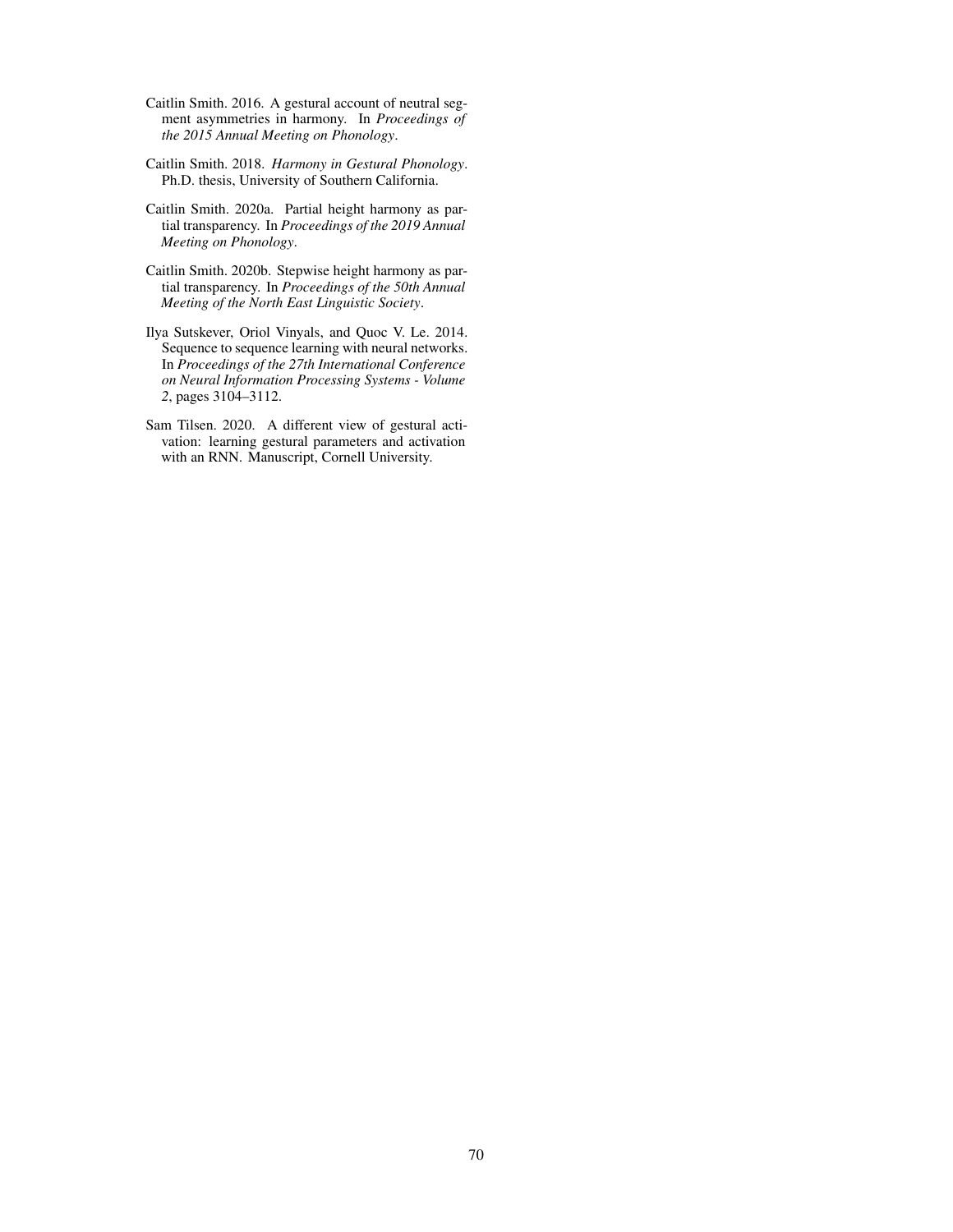Caitlin Smith. 2016. A gestural account of neutral segment asymmetries in harmony. In *Proceedings of the 2015 Annual Meeting on Phonology*.

Caitlin Smith. 2018. *Harmony in Gestural Phonology*. Ph.D. thesis, University of Southern California.

Caitlin Smith. 2020a. Partial height harmony as partial transparency. In *Proceedings of the 2019 Annual Meeting on Phonology*.

Caitlin Smith. 2020b. Stepwise height harmony as partial transparency. In *Proceedings of the 50th Annual Meeting of the North East Linguistic Society*.

Ilya Sutskever, Oriol Vinyals, and Quoc V. Le. 2014. Sequence to sequence learning with neural networks. In *Proceedings of the 27th International Conference on Neural Information Processing Systems - Volume 2*, pages 3104–3112.

Sam Tilsen. 2020. A different view of gestural activation: learning gestural parameters and activation with an RNN. Manuscript, Cornell University.